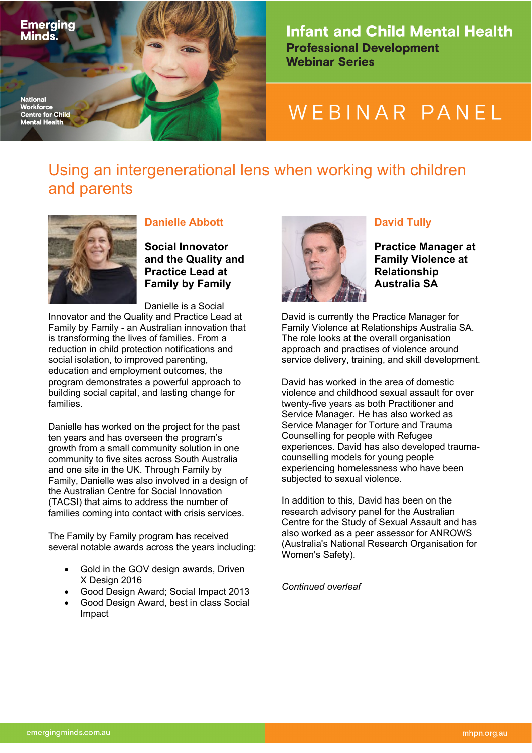Emerging Minds.

National Workforce Centre for Child Mental Health

# Infant and Child Mental Health

**Professional Development Webinar Series**

WEBINAR PANEL

## Using an intergenerational lens when working with children and parents

### Danielle Abbott

**Social Innovator and the Quality and Practice Lead at Family by Family**

Danielle is a Social Innovator and the Quality and Practice Lead at Family by Family - an Australian innovation that is transforming the lives of families. From a reduction in child protection notifications and social isolation, to improved parenting, education and employment outcomes, the program demonstrates a powerful approach to building social capital, and lasting change for families.

Danielle has worked on the project for the past ten years and has overseen the program's growth from a small community solution in one community to five sites across South Australia and one site in the UK. Through Family by Family, Danielle was also involved in a design of the Australian Centre for Social Innovation (TACSI) that aims to address the number of families coming into contact with crisis services.

The Family by Family program has received several notable awards across the years including:

- Gold in the GOV design awards, Driven X Design 2016
- Good Design Award; Social Impact 2013
- Good Design Award, best in class Social Impact

### David Tully

**Practice Manager at Family Violence at Relationship Australia SA**

David is currently the Practice Manager for Family Violence at Relationships Australia SA. The role looks at the overall organisation approach and practises of violence around service delivery, training, and skill development.

David has worked in the area of domestic violence and childhood sexual assault for over twenty-five years as both Practitioner and Service Manager. He has also worked as Service Manager for Torture and Trauma Counselling for people with Refugee experiences. David has also developed trauma-counselling models for young people experiencing homelessness who have been subjected to sexual violence.

In addition to this, David has been on the research advisory panel for the Australian Centre for the Study of Sexual Assault and has also worked as a peer assessor for ANROWS (Australia's National Research Organisation for Women's Safety).

*Continued overleaf*

emergingminds.com.au mhpn.org.au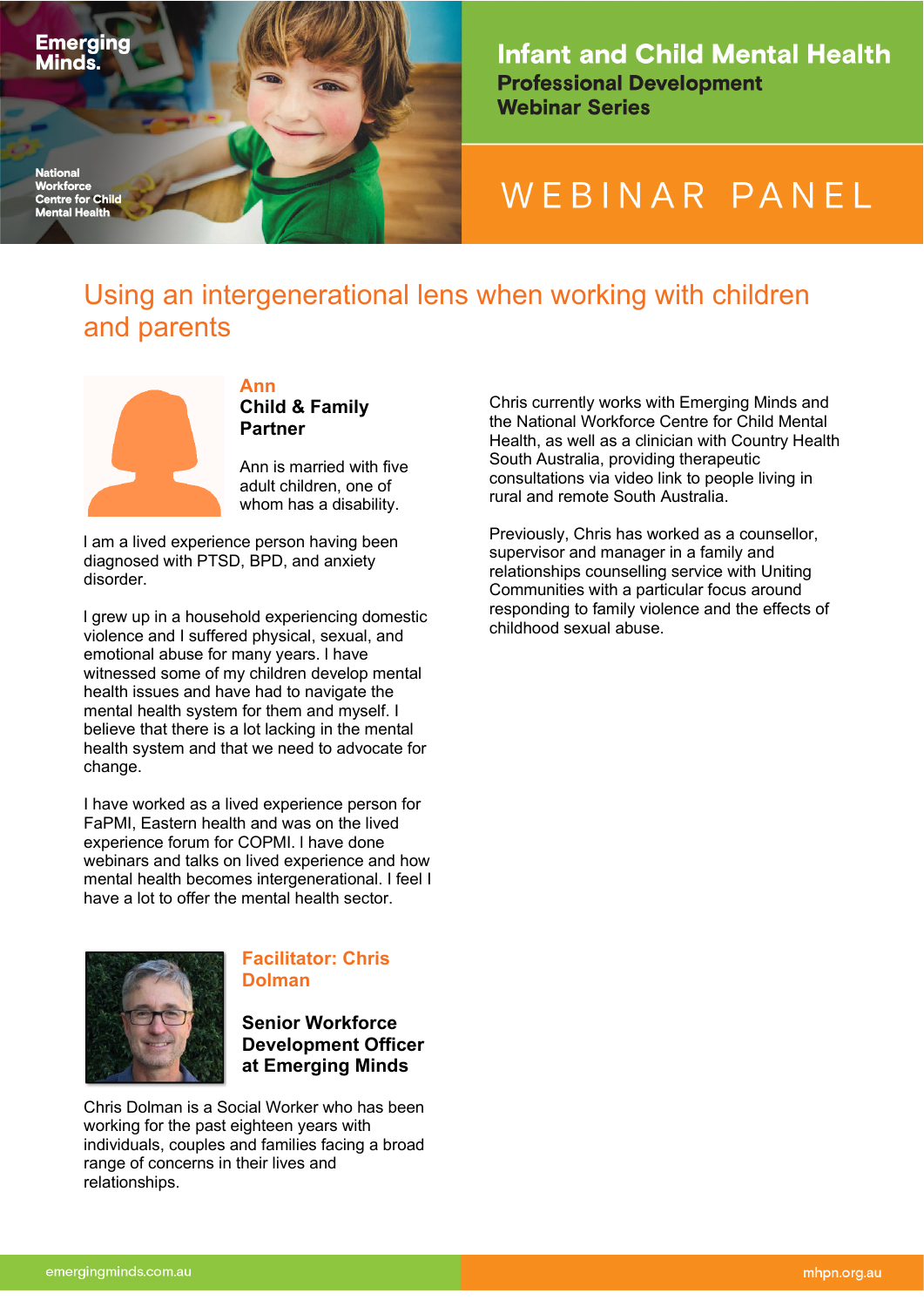Emerging Minds.

National Workforce Centre for Child Mental Health

# Infant and Child Mental Health

**Professional Development Webinar Series**

WEBINAR PANEL

## Using an intergenerational lens when working with children and parents

### Ann

**Child & Family Partner**

Ann is married with five adult children, one of whom has a disability.

I am a lived experience person having been diagnosed with PTSD, BPD, and anxiety disorder.

I grew up in a household experiencing domestic violence and I suffered physical, sexual, and emotional abuse for many years. I have witnessed some of my children develop mental health issues and have had to navigate the mental health system for them and myself. I believe that there is a lot lacking in the mental health system and that we need to advocate for change.

I have worked as a lived experience person for FaPMI, Eastern health and was on the lived experience forum for COPMI. I have done webinars and talks on lived experience and how mental health becomes intergenerational. I feel I have a lot to offer the mental health sector.

### Facilitator: Chris Dolman

**Senior Workforce Development Officer at Emerging Minds**

Chris Dolman is a Social Worker who has been working for the past eighteen years with individuals, couples and families facing a broad range of concerns in their lives and relationships.

Chris currently works with Emerging Minds and the National Workforce Centre for Child Mental Health, as well as a clinician with Country Health South Australia, providing therapeutic consultations via video link to people living in rural and remote South Australia.

Previously, Chris has worked as a counsellor, supervisor and manager in a family and relationships counselling service with Uniting Communities with a particular focus around responding to family violence and the effects of childhood sexual abuse.

emergingminds.com.au

mhpn.org.au